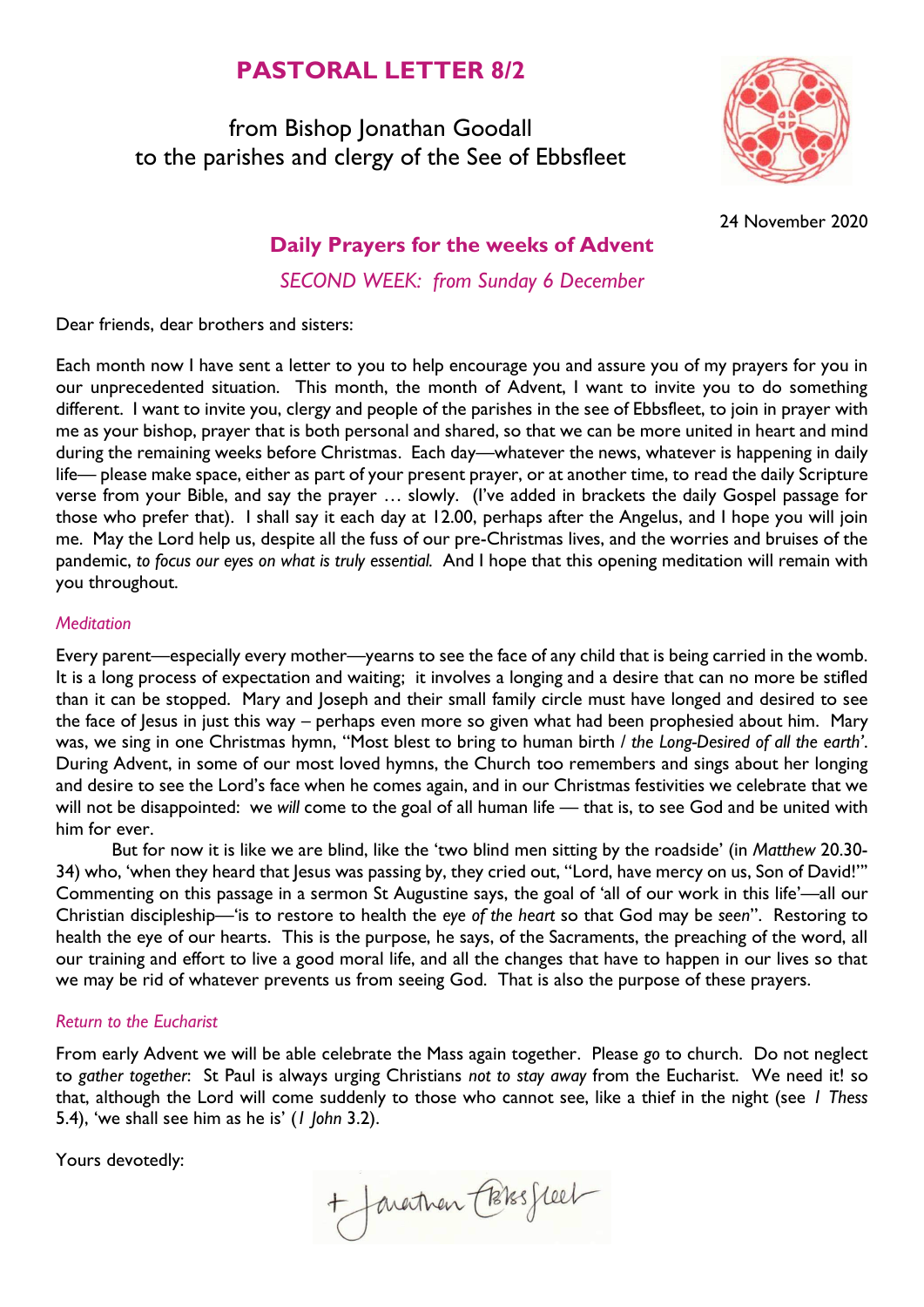# PASTORAL LETTER 8/2

from Bishop Jonathan Goodall
to the parishes and clergy of the See of Ebbsfleet

24 November 2020

## Daily Prayers for the weeks of Advent

*SECOND WEEK: from Sunday 6 December*

Dear friends, dear brothers and sisters:

Each month now I have sent a letter to you to help encourage you and assure you of my prayers for you in our unprecedented situation. This month, the month of Advent, I want to invite you to do something different. I want to invite you, clergy and people of the parishes in the see of Ebbsfleet, to join in prayer with me as your bishop, prayer that is both personal and shared, so that we can be more united in heart and mind during the remaining weeks before Christmas. Each day—whatever the news, whatever is happening in daily life— please make space, either as part of your present prayer, or at another time, to read the daily Scripture verse from your Bible, and say the prayer … slowly. (I've added in brackets the daily Gospel passage for those who prefer that). I shall say it each day at 12.00, perhaps after the Angelus, and I hope you will join me. May the Lord help us, despite all the fuss of our pre-Christmas lives, and the worries and bruises of the pandemic, *to focus our eyes on what is truly essential.* And I hope that this opening meditation will remain with you throughout.

### *Meditation*

Every parent—especially every mother—yearns to see the face of any child that is being carried in the womb. It is a long process of expectation and waiting; it involves a longing and a desire that can no more be stifled than it can be stopped. Mary and Joseph and their small family circle must have longed and desired to see the face of Jesus in just this way – perhaps even more so given what had been prophesied about him. Mary was, we sing in one Christmas hymn, "Most blest to bring to human birth / *the Long-Desired of all the earth'*. During Advent, in some of our most loved hymns, the Church too remembers and sings about her longing and desire to see the Lord's face when he comes again, and in our Christmas festivities we celebrate that we will not be disappointed: we *will* come to the goal of all human life — that is, to see God and be united with him for ever.

But for now it is like we are blind, like the 'two blind men sitting by the roadside' (in *Matthew* 20.30-34) who, 'when they heard that Jesus was passing by, they cried out, "Lord, have mercy on us, Son of David!"' Commenting on this passage in a sermon St Augustine says, the goal of 'all of our work in this life'—all our Christian discipleship—'is to restore to health the *eye of the heart* so that God may be *seen*". Restoring to health the eye of our hearts. This is the purpose, he says, of the Sacraments, the preaching of the word, all our training and effort to live a good moral life, and all the changes that have to happen in our lives so that we may be rid of whatever prevents us from seeing God. That is also the purpose of these prayers.

### *Return to the Eucharist*

From early Advent we will be able celebrate the Mass again together. Please *go* to church. Do not neglect to *gather together*: St Paul is always urging Christians *not to stay away* from the Eucharist. We need it! so that, although the Lord will come suddenly to those who cannot see, like a thief in the night (see *1 Thess* 5.4), 'we shall see him as he is' (*1 John* 3.2).

Yours devotedly:

+Jonathan Ebbsfleet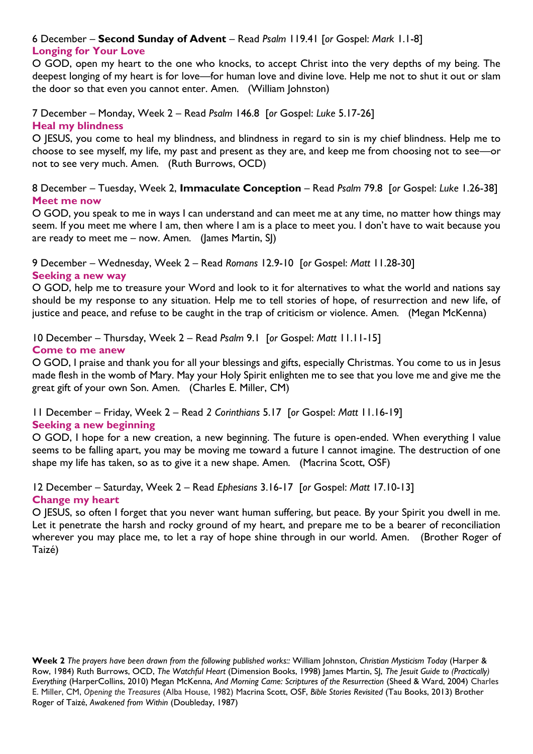6 December – **Second Sunday of Advent** – Read *Psalm* 119.41 [*or* Gospel: *Mark* 1.1-8]

**Longing for Your Love**

O GOD, open my heart to the one who knocks, to accept Christ into the very depths of my being. The deepest longing of my heart is for love—for human love and divine love. Help me not to shut it out or slam the door so that even you cannot enter. Amen. (William Johnston)

7 December – Monday, Week 2 – Read *Psalm* 146.8 [*or* Gospel: *Luke* 5.17-26]

**Heal my blindness**

O JESUS, you come to heal my blindness, and blindness in regard to sin is my chief blindness. Help me to choose to see myself, my life, my past and present as they are, and keep me from choosing not to see—or not to see very much. Amen. (Ruth Burrows, OCD)

8 December – Tuesday, Week 2, **Immaculate Conception** – Read *Psalm* 79.8 [*or* Gospel: *Luke* 1.26-38]

**Meet me now**

O GOD, you speak to me in ways I can understand and can meet me at any time, no matter how things may seem. If you meet me where I am, then where I am is a place to meet you. I don't have to wait because you are ready to meet me – now. Amen. (James Martin, SJ)

9 December – Wednesday, Week 2 – Read *Romans* 12.9-10 [*or* Gospel: *Matt* 11.28-30]

**Seeking a new way**

O GOD, help me to treasure your Word and look to it for alternatives to what the world and nations say should be my response to any situation. Help me to tell stories of hope, of resurrection and new life, of justice and peace, and refuse to be caught in the trap of criticism or violence. Amen. (Megan McKenna)

10 December – Thursday, Week 2 – Read *Psalm* 9.1 [*or* Gospel: *Matt* 11.11-15]

**Come to me anew**

O GOD, I praise and thank you for all your blessings and gifts, especially Christmas. You come to us in Jesus made flesh in the womb of Mary. May your Holy Spirit enlighten me to see that you love me and give me the great gift of your own Son. Amen. (Charles E. Miller, CM)

11 December – Friday, Week 2 – Read *2 Corinthians* 5.17 [*or* Gospel: *Matt* 11.16-19]

**Seeking a new beginning**

O GOD, I hope for a new creation, a new beginning. The future is open-ended. When everything I value seems to be falling apart, you may be moving me toward a future I cannot imagine. The destruction of one shape my life has taken, so as to give it a new shape. Amen. (Macrina Scott, OSF)

12 December – Saturday, Week 2 – Read *Ephesians* 3.16-17 [*or* Gospel: *Matt* 17.10-13]

**Change my heart**

O JESUS, so often I forget that you never want human suffering, but peace. By your Spirit you dwell in me. Let it penetrate the harsh and rocky ground of my heart, and prepare me to be a bearer of reconciliation wherever you may place me, to let a ray of hope shine through in our world. Amen. (Brother Roger of Taizé)

**Week 2** *The prayers have been drawn from the following published works::* William Johnston, *Christian Mysticism Today* (Harper & Row, 1984) Ruth Burrows, OCD, *The Watchful Heart* (Dimension Books, 1998) James Martin, SJ, *The Jesuit Guide to (Practically) Everything* (HarperCollins, 2010) Megan McKenna, *And Morning Came: Scriptures of the Resurrection* (Sheed & Ward, 2004) Charles E. Miller, CM, *Opening the Treasures* (Alba House, 1982) Macrina Scott, OSF, *Bible Stories Revisited* (Tau Books, 2013) Brother Roger of Taizé, *Awakened from Within* (Doubleday, 1987)